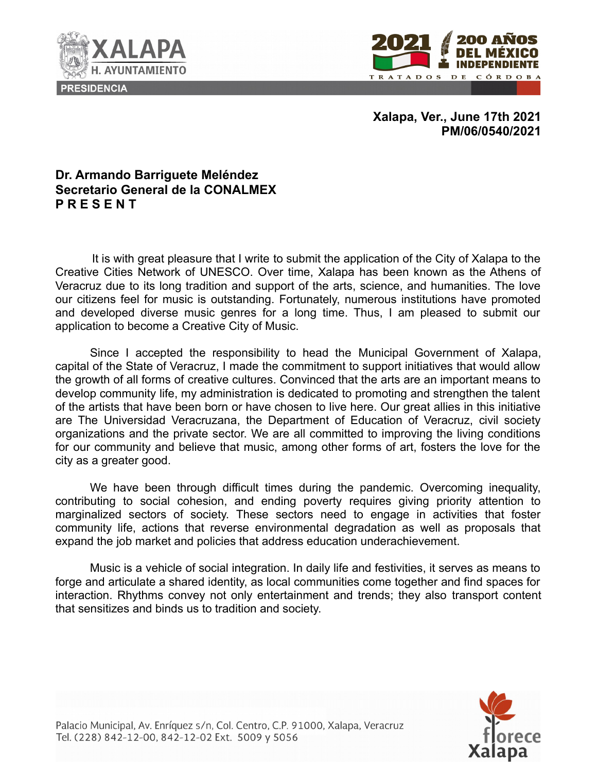**Xalapa, Ver., June 17th 2021**
**PM/06/0540/2021**

**Dr. Armando Barriguete Meléndez**
**Secretario General de la CONALMEX**
**P R E S E N T**

It is with great pleasure that I write to submit the application of the City of Xalapa to the Creative Cities Network of UNESCO. Over time, Xalapa has been known as the Athens of Veracruz due to its long tradition and support of the arts, science, and humanities. The love our citizens feel for music is outstanding. Fortunately, numerous institutions have promoted and developed diverse music genres for a long time. Thus, I am pleased to submit our application to become a Creative City of Music.

Since I accepted the responsibility to head the Municipal Government of Xalapa, capital of the State of Veracruz, I made the commitment to support initiatives that would allow the growth of all forms of creative cultures. Convinced that the arts are an important means to develop community life, my administration is dedicated to promoting and strengthen the talent of the artists that have been born or have chosen to live here. Our great allies in this initiative are The Universidad Veracruzana, the Department of Education of Veracruz, civil society organizations and the private sector. We are all committed to improving the living conditions for our community and believe that music, among other forms of art, fosters the love for the city as a greater good.

We have been through difficult times during the pandemic. Overcoming inequality, contributing to social cohesion, and ending poverty requires giving priority attention to marginalized sectors of society. These sectors need to engage in activities that foster community life, actions that reverse environmental degradation as well as proposals that expand the job market and policies that address education underachievement.

Music is a vehicle of social integration. In daily life and festivities, it serves as means to forge and articulate a shared identity, as local communities come together and find spaces for interaction. Rhythms convey not only entertainment and trends; they also transport content that sensitizes and binds us to tradition and society.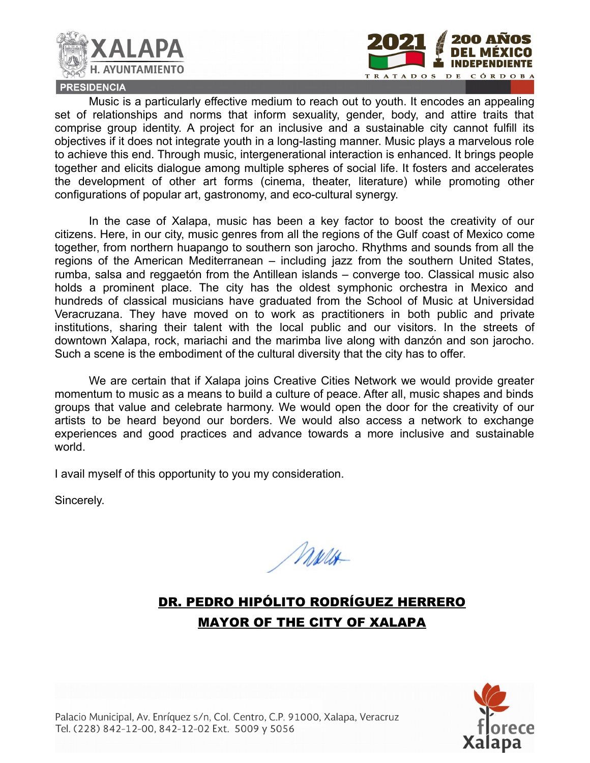Music is a particularly effective medium to reach out to youth. It encodes an appealing set of relationships and norms that inform sexuality, gender, body, and attire traits that comprise group identity. A project for an inclusive and a sustainable city cannot fulfill its objectives if it does not integrate youth in a long-lasting manner. Music plays a marvelous role to achieve this end. Through music, intergenerational interaction is enhanced. It brings people together and elicits dialogue among multiple spheres of social life. It fosters and accelerates the development of other art forms (cinema, theater, literature) while promoting other configurations of popular art, gastronomy, and eco-cultural synergy.

In the case of Xalapa, music has been a key factor to boost the creativity of our citizens. Here, in our city, music genres from all the regions of the Gulf coast of Mexico come together, from northern huapango to southern son jarocho. Rhythms and sounds from all the regions of the American Mediterranean – including jazz from the southern United States, rumba, salsa and reggaetón from the Antillean islands – converge too. Classical music also holds a prominent place. The city has the oldest symphonic orchestra in Mexico and hundreds of classical musicians have graduated from the School of Music at Universidad Veracruzana. They have moved on to work as practitioners in both public and private institutions, sharing their talent with the local public and our visitors. In the streets of downtown Xalapa, rock, mariachi and the marimba live along with danzón and son jarocho. Such a scene is the embodiment of the cultural diversity that the city has to offer.

We are certain that if Xalapa joins Creative Cities Network we would provide greater momentum to music as a means to build a culture of peace. After all, music shapes and binds groups that value and celebrate harmony. We would open the door for the creativity of our artists to be heard beyond our borders. We would also access a network to exchange experiences and good practices and advance towards a more inclusive and sustainable world.

I avail myself of this opportunity to you my consideration.

Sincerely.

**DR. PEDRO HIPÓLITO RODRÍGUEZ HERRERO**

**MAYOR OF THE CITY OF XALAPA**

Palacio Municipal, Av. Enríquez s/n, Col. Centro, C.P. 91000, Xalapa, Veracruz
Tel. (228) 842-12-00, 842-12-02 Ext. 5009 y 5056